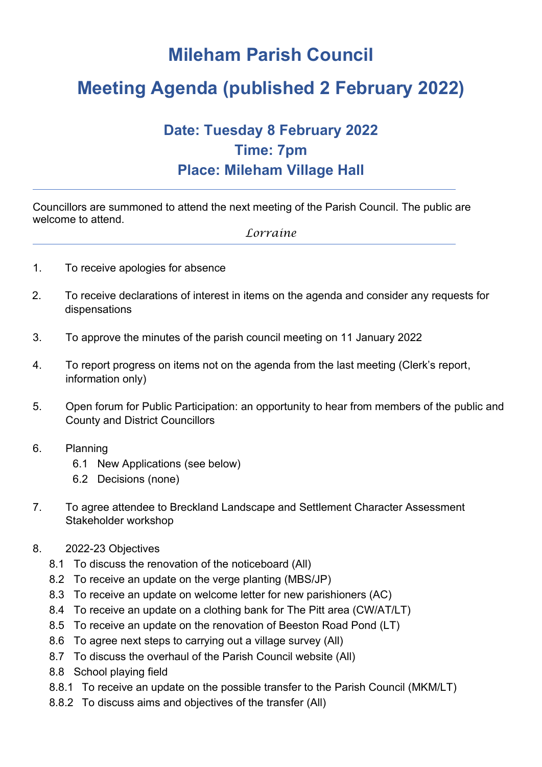# Mileham Parish Council

# Meeting Agenda (published 2 February 2022)

## Date: Tuesday 8 February 2022
## Time: 7pm
## Place: Mileham Village Hall

---

Councillors are summoned to attend the next meeting of the Parish Council. The public are welcome to attend.

*Lorraine*

---

1. To receive apologies for absence
2. To receive declarations of interest in items on the agenda and consider any requests for dispensations
3. To approve the minutes of the parish council meeting on 11 January 2022
4. To report progress on items not on the agenda from the last meeting (Clerk's report, information only)
5. Open forum for Public Participation: an opportunity to hear from members of the public and County and District Councillors
6. Planning
   - 6.1 New Applications (see below)
   - 6.2 Decisions (none)
7. To agree attendee to Breckland Landscape and Settlement Character Assessment Stakeholder workshop
8. 2022-23 Objectives
   - 8.1 To discuss the renovation of the noticeboard (All)
   - 8.2 To receive an update on the verge planting (MBS/JP)
   - 8.3 To receive an update on welcome letter for new parishioners (AC)
   - 8.4 To receive an update on a clothing bank for The Pitt area (CW/AT/LT)
   - 8.5 To receive an update on the renovation of Beeston Road Pond (LT)
   - 8.6 To agree next steps to carrying out a village survey (All)
   - 8.7 To discuss the overhaul of the Parish Council website (All)
   - 8.8 School playing field
     - 8.8.1 To receive an update on the possible transfer to the Parish Council (MKM/LT)
     - 8.8.2 To discuss aims and objectives of the transfer (All)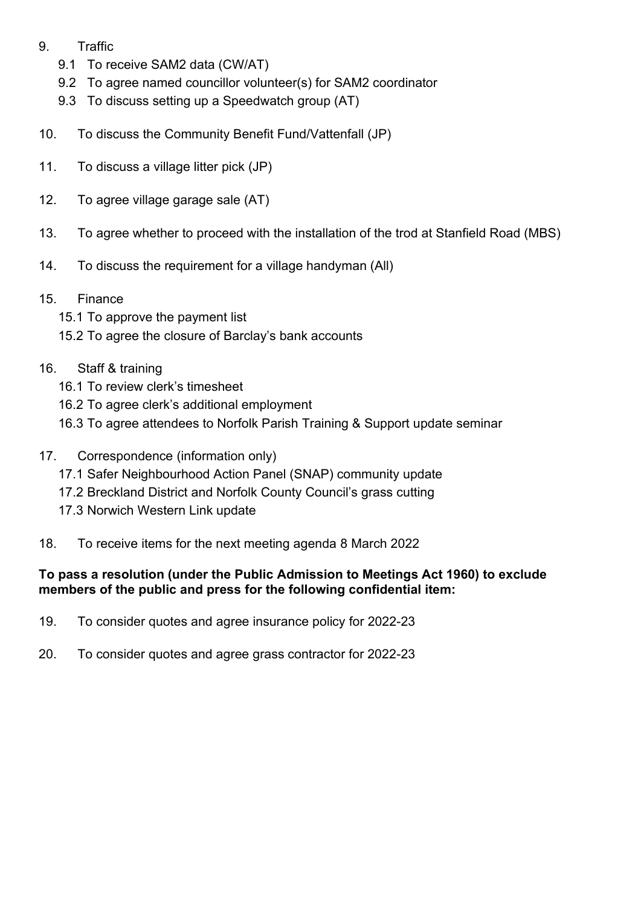9. Traffic
   - 9.1 To receive SAM2 data (CW/AT)
   - 9.2 To agree named councillor volunteer(s) for SAM2 coordinator
   - 9.3 To discuss setting up a Speedwatch group (AT)

10. To discuss the Community Benefit Fund/Vattenfall (JP)

11. To discuss a village litter pick (JP)

12. To agree village garage sale (AT)

13. To agree whether to proceed with the installation of the trod at Stanfield Road (MBS)

14. To discuss the requirement for a village handyman (All)

15. Finance
    - 15.1 To approve the payment list
    - 15.2 To agree the closure of Barclay's bank accounts

16. Staff & training
    - 16.1 To review clerk's timesheet
    - 16.2 To agree clerk's additional employment
    - 16.3 To agree attendees to Norfolk Parish Training & Support update seminar

17. Correspondence (information only)
    - 17.1 Safer Neighbourhood Action Panel (SNAP) community update
    - 17.2 Breckland District and Norfolk County Council's grass cutting
    - 17.3 Norwich Western Link update

18. To receive items for the next meeting agenda 8 March 2022

**To pass a resolution (under the Public Admission to Meetings Act 1960) to exclude members of the public and press for the following confidential item:**

19. To consider quotes and agree insurance policy for 2022-23

20. To consider quotes and agree grass contractor for 2022-23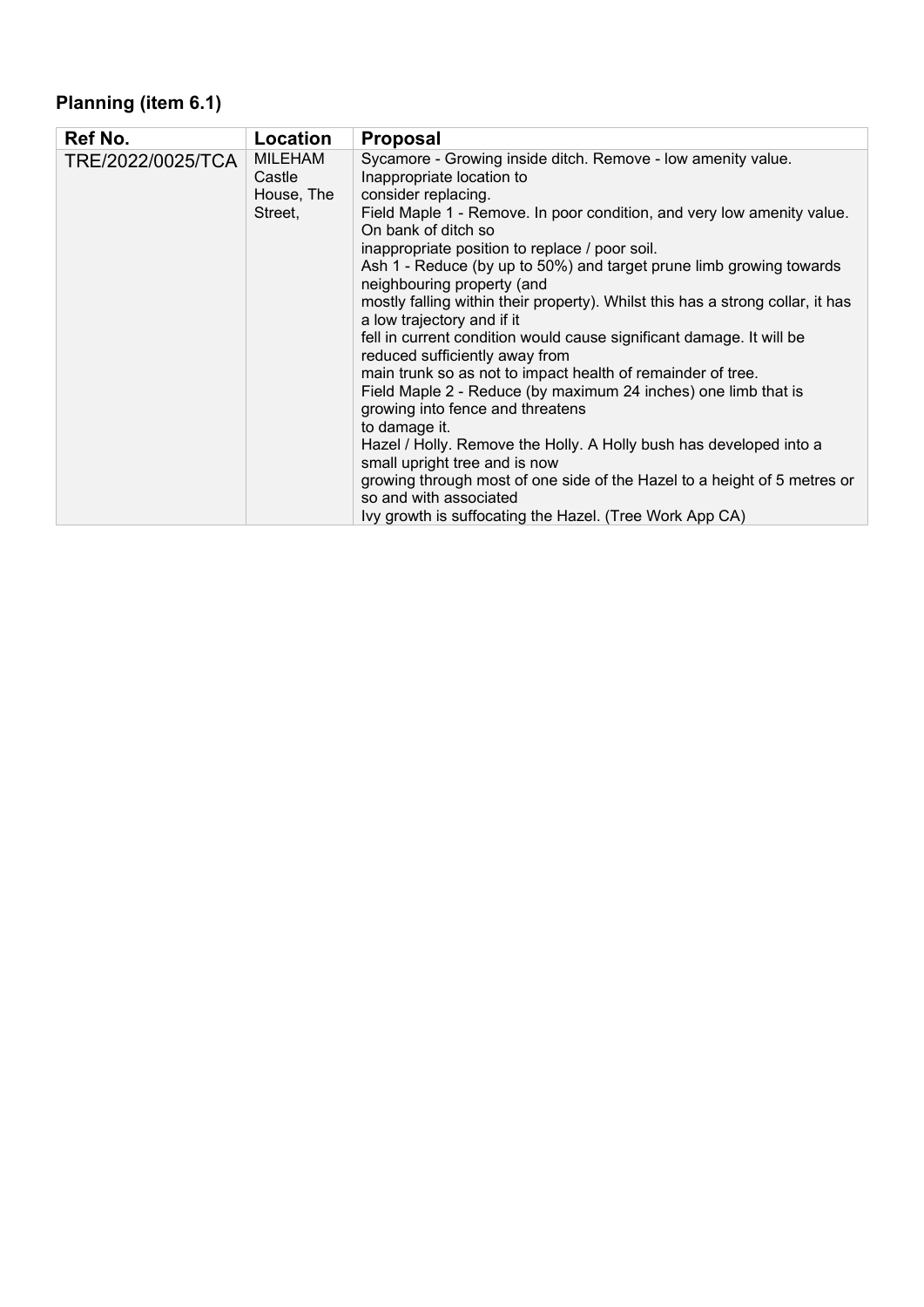## Planning (item 6.1)

| Ref No. | Location | Proposal |
|---|---|---|
| TRE/2022/0025/TCA | MILEHAM Castle House, The Street, | Sycamore - Growing inside ditch. Remove - low amenity value. Inappropriate location to consider replacing. Field Maple 1 - Remove. In poor condition, and very low amenity value. On bank of ditch so inappropriate position to replace / poor soil. Ash 1 - Reduce (by up to 50%) and target prune limb growing towards neighbouring property (and mostly falling within their property). Whilst this has a strong collar, it has a low trajectory and if it fell in current condition would cause significant damage. It will be reduced sufficiently away from main trunk so as not to impact health of remainder of tree. Field Maple 2 - Reduce (by maximum 24 inches) one limb that is growing into fence and threatens to damage it. Hazel / Holly. Remove the Holly. A Holly bush has developed into a small upright tree and is now growing through most of one side of the Hazel to a height of 5 metres or so and with associated Ivy growth is suffocating the Hazel. (Tree Work App CA) |